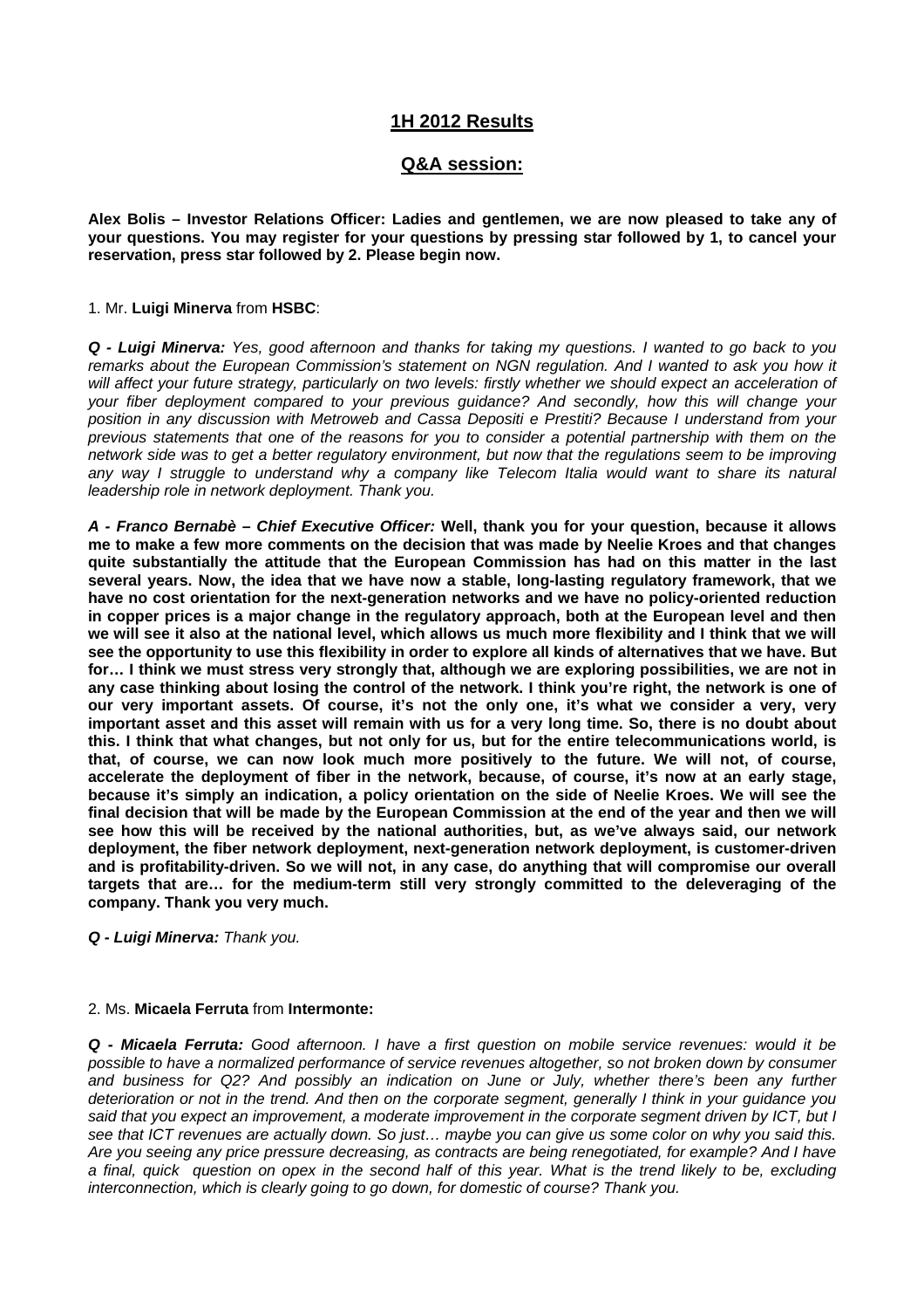# 1H 2012 Results

## Q&A session:

**Alex Bolis – Investor Relations Officer: Ladies and gentlemen, we are now pleased to take any of your questions. You may register for your questions by pressing star followed by 1, to cancel your reservation, press star followed by 2. Please begin now.**

1. Mr. **Luigi Minerva** from **HSBC**:

***Q - Luigi Minerva:*** *Yes, good afternoon and thanks for taking my questions. I wanted to go back to you remarks about the European Commission's statement on NGN regulation. And I wanted to ask you how it will affect your future strategy, particularly on two levels: firstly whether we should expect an acceleration of your fiber deployment compared to your previous guidance? And secondly, how this will change your position in any discussion with Metroweb and Cassa Depositi e Prestiti? Because I understand from your previous statements that one of the reasons for you to consider a potential partnership with them on the network side was to get a better regulatory environment, but now that the regulations seem to be improving any way I struggle to understand why a company like Telecom Italia would want to share its natural leadership role in network deployment. Thank you.*

***A - Franco Bernabè – Chief Executive Officer:*** **Well, thank you for your question, because it allows me to make a few more comments on the decision that was made by Neelie Kroes and that changes quite substantially the attitude that the European Commission has had on this matter in the last several years. Now, the idea that we have now a stable, long-lasting regulatory framework, that we have no cost orientation for the next-generation networks and we have no policy-oriented reduction in copper prices is a major change in the regulatory approach, both at the European level and then we will see it also at the national level, which allows us much more flexibility and I think that we will see the opportunity to use this flexibility in order to explore all kinds of alternatives that we have. But for… I think we must stress very strongly that, although we are exploring possibilities, we are not in any case thinking about losing the control of the network. I think you're right, the network is one of our very important assets. Of course, it's not the only one, it's what we consider a very, very important asset and this asset will remain with us for a very long time. So, there is no doubt about this. I think that what changes, but not only for us, but for the entire telecommunications world, is that, of course, we can now look much more positively to the future. We will not, of course, accelerate the deployment of fiber in the network, because, of course, it's now at an early stage, because it's simply an indication, a policy orientation on the side of Neelie Kroes. We will see the final decision that will be made by the European Commission at the end of the year and then we will see how this will be received by the national authorities, but, as we've always said, our network deployment, the fiber network deployment, next-generation network deployment, is customer-driven and is profitability-driven. So we will not, in any case, do anything that will compromise our overall targets that are… for the medium-term still very strongly committed to the deleveraging of the company. Thank you very much.**

***Q - Luigi Minerva:*** *Thank you.*

2. Ms. **Micaela Ferruta** from **Intermonte:**

***Q - Micaela Ferruta:*** *Good afternoon. I have a first question on mobile service revenues: would it be possible to have a normalized performance of service revenues altogether, so not broken down by consumer and business for Q2? And possibly an indication on June or July, whether there's been any further deterioration or not in the trend. And then on the corporate segment, generally I think in your guidance you said that you expect an improvement, a moderate improvement in the corporate segment driven by ICT, but I see that ICT revenues are actually down. So just… maybe you can give us some color on why you said this. Are you seeing any price pressure decreasing, as contracts are being renegotiated, for example? And I have a final, quick question on opex in the second half of this year. What is the trend likely to be, excluding interconnection, which is clearly going to go down, for domestic of course? Thank you.*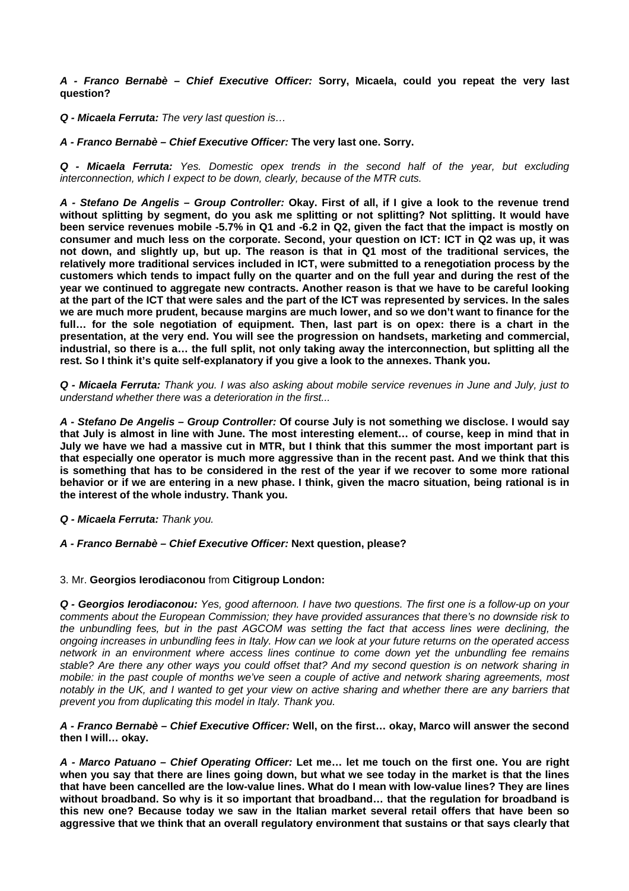***A - Franco Bernabè – Chief Executive Officer:*** **Sorry, Micaela, could you repeat the very last question?**

***Q - Micaela Ferruta:*** *The very last question is…*

***A - Franco Bernabè – Chief Executive Officer:*** **The very last one. Sorry.**

***Q - Micaela Ferruta:*** *Yes. Domestic opex trends in the second half of the year, but excluding interconnection, which I expect to be down, clearly, because of the MTR cuts.*

***A - Stefano De Angelis – Group Controller:*** **Okay. First of all, if I give a look to the revenue trend without splitting by segment, do you ask me splitting or not splitting? Not splitting. It would have been service revenues mobile -5.7% in Q1 and -6.2 in Q2, given the fact that the impact is mostly on consumer and much less on the corporate. Second, your question on ICT: ICT in Q2 was up, it was not down, and slightly up, but up. The reason is that in Q1 most of the traditional services, the relatively more traditional services included in ICT, were submitted to a renegotiation process by the customers which tends to impact fully on the quarter and on the full year and during the rest of the year we continued to aggregate new contracts. Another reason is that we have to be careful looking at the part of the ICT that were sales and the part of the ICT was represented by services. In the sales we are much more prudent, because margins are much lower, and so we don't want to finance for the full… for the sole negotiation of equipment. Then, last part is on opex: there is a chart in the presentation, at the very end. You will see the progression on handsets, marketing and commercial, industrial, so there is a… the full split, not only taking away the interconnection, but splitting all the rest. So I think it's quite self-explanatory if you give a look to the annexes. Thank you.**

***Q - Micaela Ferruta:*** *Thank you. I was also asking about mobile service revenues in June and July, just to understand whether there was a deterioration in the first...*

***A - Stefano De Angelis – Group Controller:*** **Of course July is not something we disclose. I would say that July is almost in line with June. The most interesting element… of course, keep in mind that in July we have we had a massive cut in MTR, but I think that this summer the most important part is that especially one operator is much more aggressive than in the recent past. And we think that this is something that has to be considered in the rest of the year if we recover to some more rational behavior or if we are entering in a new phase. I think, given the macro situation, being rational is in the interest of the whole industry. Thank you.**

***Q - Micaela Ferruta:*** *Thank you.*

***A - Franco Bernabè – Chief Executive Officer:*** **Next question, please?**

3. Mr. **Georgios Ierodiaconou** from **Citigroup London:**

***Q - Georgios Ierodiaconou:*** *Yes, good afternoon. I have two questions. The first one is a follow-up on your comments about the European Commission; they have provided assurances that there's no downside risk to the unbundling fees, but in the past AGCOM was setting the fact that access lines were declining, the ongoing increases in unbundling fees in Italy. How can we look at your future returns on the operated access network in an environment where access lines continue to come down yet the unbundling fee remains stable? Are there any other ways you could offset that? And my second question is on network sharing in mobile: in the past couple of months we've seen a couple of active and network sharing agreements, most notably in the UK, and I wanted to get your view on active sharing and whether there are any barriers that prevent you from duplicating this model in Italy. Thank you.*

***A - Franco Bernabè – Chief Executive Officer:*** **Well, on the first… okay, Marco will answer the second then I will… okay.**

***A - Marco Patuano – Chief Operating Officer:*** **Let me… let me touch on the first one. You are right when you say that there are lines going down, but what we see today in the market is that the lines that have been cancelled are the low-value lines. What do I mean with low-value lines? They are lines without broadband. So why is it so important that broadband… that the regulation for broadband is this new one? Because today we saw in the Italian market several retail offers that have been so aggressive that we think that an overall regulatory environment that sustains or that says clearly that**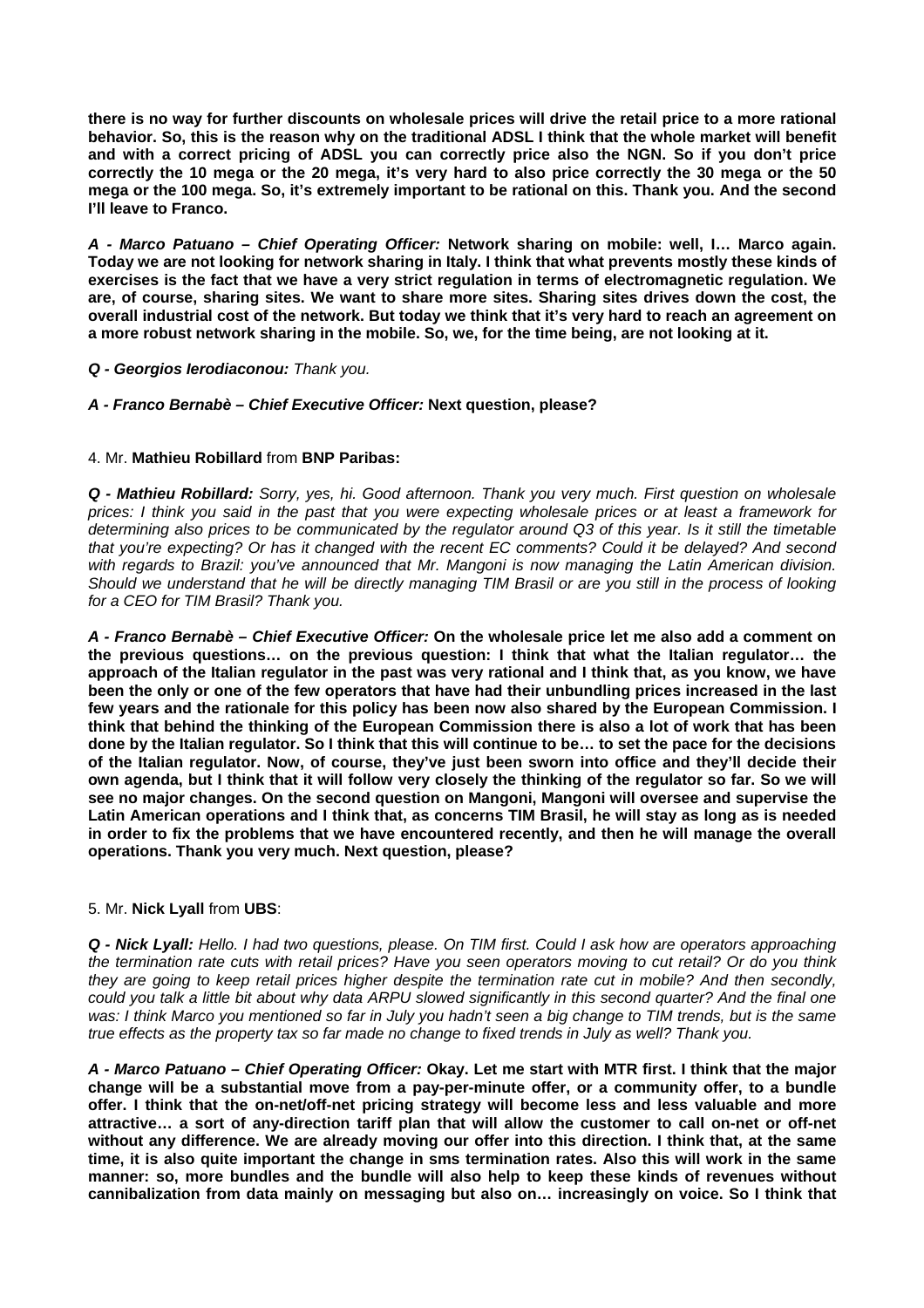**there is no way for further discounts on wholesale prices will drive the retail price to a more rational behavior. So, this is the reason why on the traditional ADSL I think that the whole market will benefit and with a correct pricing of ADSL you can correctly price also the NGN. So if you don't price correctly the 10 mega or the 20 mega, it's very hard to also price correctly the 30 mega or the 50 mega or the 100 mega. So, it's extremely important to be rational on this. Thank you. And the second I'll leave to Franco.**

***A - Marco Patuano – Chief Operating Officer:*** **Network sharing on mobile: well, I… Marco again. Today we are not looking for network sharing in Italy. I think that what prevents mostly these kinds of exercises is the fact that we have a very strict regulation in terms of electromagnetic regulation. We are, of course, sharing sites. We want to share more sites. Sharing sites drives down the cost, the overall industrial cost of the network. But today we think that it's very hard to reach an agreement on a more robust network sharing in the mobile. So, we, for the time being, are not looking at it.**

***Q - Georgios Ierodiaconou:*** *Thank you.*

***A - Franco Bernabè – Chief Executive Officer:*** **Next question, please?**

4. Mr. **Mathieu Robillard** from **BNP Paribas:**

***Q - Mathieu Robillard:*** *Sorry, yes, hi. Good afternoon. Thank you very much. First question on wholesale prices: I think you said in the past that you were expecting wholesale prices or at least a framework for determining also prices to be communicated by the regulator around Q3 of this year. Is it still the timetable that you're expecting? Or has it changed with the recent EC comments? Could it be delayed? And second with regards to Brazil: you've announced that Mr. Mangoni is now managing the Latin American division. Should we understand that he will be directly managing TIM Brasil or are you still in the process of looking for a CEO for TIM Brasil? Thank you.*

***A - Franco Bernabè – Chief Executive Officer:*** **On the wholesale price let me also add a comment on the previous questions… on the previous question: I think that what the Italian regulator… the approach of the Italian regulator in the past was very rational and I think that, as you know, we have been the only or one of the few operators that have had their unbundling prices increased in the last few years and the rationale for this policy has been now also shared by the European Commission. I think that behind the thinking of the European Commission there is also a lot of work that has been done by the Italian regulator. So I think that this will continue to be… to set the pace for the decisions of the Italian regulator. Now, of course, they've just been sworn into office and they'll decide their own agenda, but I think that it will follow very closely the thinking of the regulator so far. So we will see no major changes. On the second question on Mangoni, Mangoni will oversee and supervise the Latin American operations and I think that, as concerns TIM Brasil, he will stay as long as is needed in order to fix the problems that we have encountered recently, and then he will manage the overall operations. Thank you very much. Next question, please?**

5. Mr. **Nick Lyall** from **UBS**:

***Q - Nick Lyall:*** *Hello. I had two questions, please. On TIM first. Could I ask how are operators approaching the termination rate cuts with retail prices? Have you seen operators moving to cut retail? Or do you think they are going to keep retail prices higher despite the termination rate cut in mobile? And then secondly, could you talk a little bit about why data ARPU slowed significantly in this second quarter? And the final one was: I think Marco you mentioned so far in July you hadn't seen a big change to TIM trends, but is the same true effects as the property tax so far made no change to fixed trends in July as well? Thank you.*

***A - Marco Patuano – Chief Operating Officer:*** **Okay. Let me start with MTR first. I think that the major change will be a substantial move from a pay-per-minute offer, or a community offer, to a bundle offer. I think that the on-net/off-net pricing strategy will become less and less valuable and more attractive… a sort of any-direction tariff plan that will allow the customer to call on-net or off-net without any difference. We are already moving our offer into this direction. I think that, at the same time, it is also quite important the change in sms termination rates. Also this will work in the same manner: so, more bundles and the bundle will also help to keep these kinds of revenues without cannibalization from data mainly on messaging but also on… increasingly on voice. So I think that**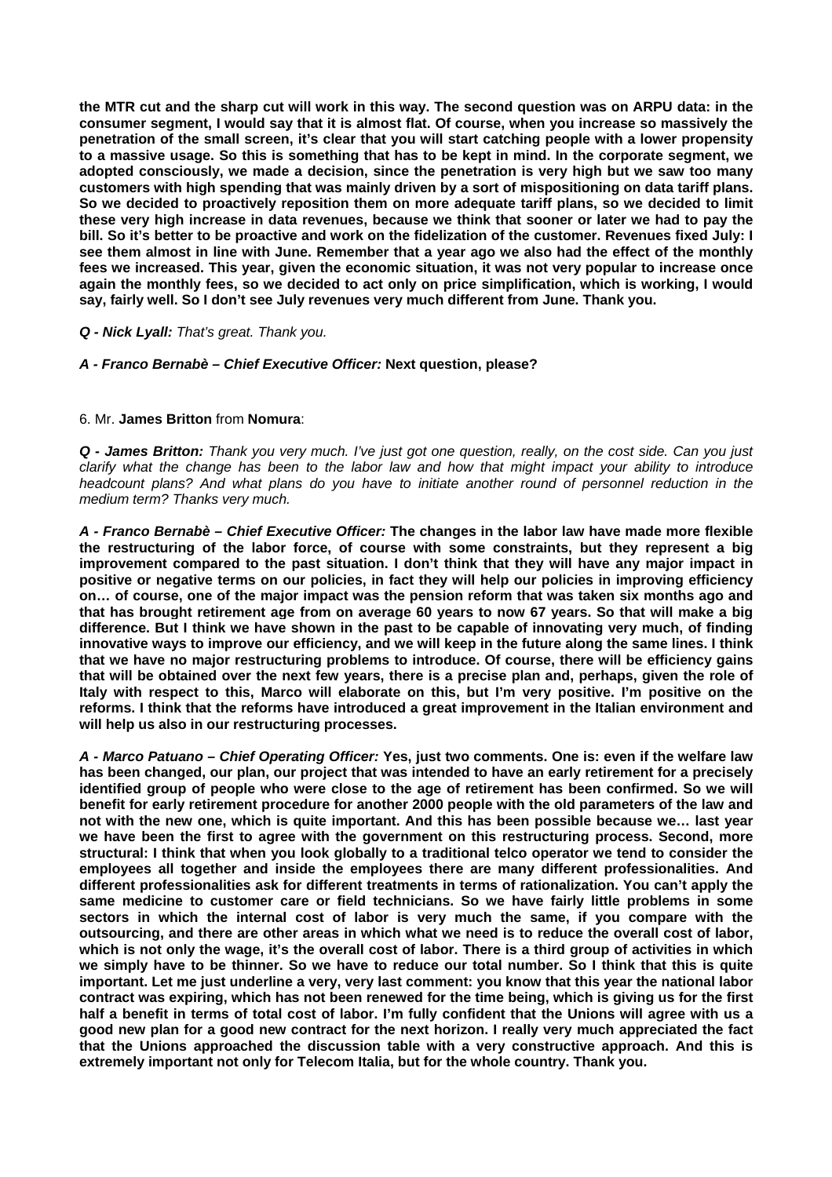**the MTR cut and the sharp cut will work in this way. The second question was on ARPU data: in the consumer segment, I would say that it is almost flat. Of course, when you increase so massively the penetration of the small screen, it's clear that you will start catching people with a lower propensity to a massive usage. So this is something that has to be kept in mind. In the corporate segment, we adopted consciously, we made a decision, since the penetration is very high but we saw too many customers with high spending that was mainly driven by a sort of mispositioning on data tariff plans. So we decided to proactively reposition them on more adequate tariff plans, so we decided to limit these very high increase in data revenues, because we think that sooner or later we had to pay the bill. So it's better to be proactive and work on the fidelization of the customer. Revenues fixed July: I see them almost in line with June. Remember that a year ago we also had the effect of the monthly fees we increased. This year, given the economic situation, it was not very popular to increase once again the monthly fees, so we decided to act only on price simplification, which is working, I would say, fairly well. So I don't see July revenues very much different from June. Thank you.**

***Q - Nick Lyall:*** *That's great. Thank you.*

***A - Franco Bernabè – Chief Executive Officer:*** **Next question, please?**

6. Mr. **James Britton** from **Nomura**:

***Q - James Britton:*** *Thank you very much. I've just got one question, really, on the cost side. Can you just clarify what the change has been to the labor law and how that might impact your ability to introduce headcount plans? And what plans do you have to initiate another round of personnel reduction in the medium term? Thanks very much.*

***A - Franco Bernabè – Chief Executive Officer:*** **The changes in the labor law have made more flexible the restructuring of the labor force, of course with some constraints, but they represent a big improvement compared to the past situation. I don't think that they will have any major impact in positive or negative terms on our policies, in fact they will help our policies in improving efficiency on… of course, one of the major impact was the pension reform that was taken six months ago and that has brought retirement age from on average 60 years to now 67 years. So that will make a big difference. But I think we have shown in the past to be capable of innovating very much, of finding innovative ways to improve our efficiency, and we will keep in the future along the same lines. I think that we have no major restructuring problems to introduce. Of course, there will be efficiency gains that will be obtained over the next few years, there is a precise plan and, perhaps, given the role of Italy with respect to this, Marco will elaborate on this, but I'm very positive. I'm positive on the reforms. I think that the reforms have introduced a great improvement in the Italian environment and will help us also in our restructuring processes.**

***A - Marco Patuano – Chief Operating Officer:*** **Yes, just two comments. One is: even if the welfare law has been changed, our plan, our project that was intended to have an early retirement for a precisely identified group of people who were close to the age of retirement has been confirmed. So we will benefit for early retirement procedure for another 2000 people with the old parameters of the law and not with the new one, which is quite important. And this has been possible because we… last year we have been the first to agree with the government on this restructuring process. Second, more structural: I think that when you look globally to a traditional telco operator we tend to consider the employees all together and inside the employees there are many different professionalities. And different professionalities ask for different treatments in terms of rationalization. You can't apply the same medicine to customer care or field technicians. So we have fairly little problems in some sectors in which the internal cost of labor is very much the same, if you compare with the outsourcing, and there are other areas in which what we need is to reduce the overall cost of labor, which is not only the wage, it's the overall cost of labor. There is a third group of activities in which we simply have to be thinner. So we have to reduce our total number. So I think that this is quite important. Let me just underline a very, very last comment: you know that this year the national labor contract was expiring, which has not been renewed for the time being, which is giving us for the first half a benefit in terms of total cost of labor. I'm fully confident that the Unions will agree with us a good new plan for a good new contract for the next horizon. I really very much appreciated the fact that the Unions approached the discussion table with a very constructive approach. And this is extremely important not only for Telecom Italia, but for the whole country. Thank you.**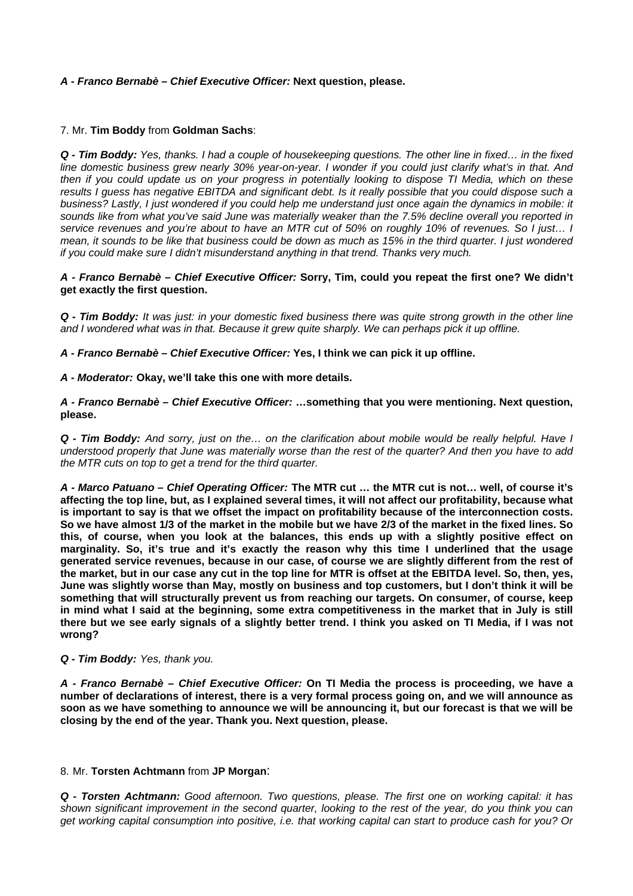***A - Franco Bernabè – Chief Executive Officer:*** **Next question, please.**

7. Mr. **Tim Boddy** from **Goldman Sachs**:

***Q - Tim Boddy:*** *Yes, thanks. I had a couple of housekeeping questions. The other line in fixed… in the fixed line domestic business grew nearly 30% year-on-year. I wonder if you could just clarify what's in that. And then if you could update us on your progress in potentially looking to dispose TI Media, which on these results I guess has negative EBITDA and significant debt. Is it really possible that you could dispose such a business? Lastly, I just wondered if you could help me understand just once again the dynamics in mobile: it sounds like from what you've said June was materially weaker than the 7.5% decline overall you reported in service revenues and you're about to have an MTR cut of 50% on roughly 10% of revenues. So I just… I mean, it sounds to be like that business could be down as much as 15% in the third quarter. I just wondered if you could make sure I didn't misunderstand anything in that trend. Thanks very much.*

***A - Franco Bernabè – Chief Executive Officer:*** **Sorry, Tim, could you repeat the first one? We didn't get exactly the first question.**

***Q - Tim Boddy:*** *It was just: in your domestic fixed business there was quite strong growth in the other line and I wondered what was in that. Because it grew quite sharply. We can perhaps pick it up offline.*

***A - Franco Bernabè – Chief Executive Officer:*** **Yes, I think we can pick it up offline.**

***A - Moderator:*** **Okay, we'll take this one with more details.**

***A - Franco Bernabè – Chief Executive Officer:*** **…something that you were mentioning. Next question, please.**

***Q - Tim Boddy:*** *And sorry, just on the… on the clarification about mobile would be really helpful. Have I understood properly that June was materially worse than the rest of the quarter? And then you have to add the MTR cuts on top to get a trend for the third quarter.*

***A - Marco Patuano – Chief Operating Officer:*** **The MTR cut … the MTR cut is not… well, of course it's affecting the top line, but, as I explained several times, it will not affect our profitability, because what is important to say is that we offset the impact on profitability because of the interconnection costs. So we have almost 1/3 of the market in the mobile but we have 2/3 of the market in the fixed lines. So this, of course, when you look at the balances, this ends up with a slightly positive effect on marginality. So, it's true and it's exactly the reason why this time I underlined that the usage generated service revenues, because in our case, of course we are slightly different from the rest of the market, but in our case any cut in the top line for MTR is offset at the EBITDA level. So, then, yes, June was slightly worse than May, mostly on business and top customers, but I don't think it will be something that will structurally prevent us from reaching our targets. On consumer, of course, keep in mind what I said at the beginning, some extra competitiveness in the market that in July is still there but we see early signals of a slightly better trend. I think you asked on TI Media, if I was not wrong?**

***Q - Tim Boddy:*** *Yes, thank you.*

***A - Franco Bernabè – Chief Executive Officer:*** **On TI Media the process is proceeding, we have a number of declarations of interest, there is a very formal process going on, and we will announce as soon as we have something to announce we will be announcing it, but our forecast is that we will be closing by the end of the year. Thank you. Next question, please.**

8. Mr. **Torsten Achtmann** from **JP Morgan**:

***Q - Torsten Achtmann:*** *Good afternoon. Two questions, please. The first one on working capital: it has shown significant improvement in the second quarter, looking to the rest of the year, do you think you can get working capital consumption into positive, i.e. that working capital can start to produce cash for you? Or*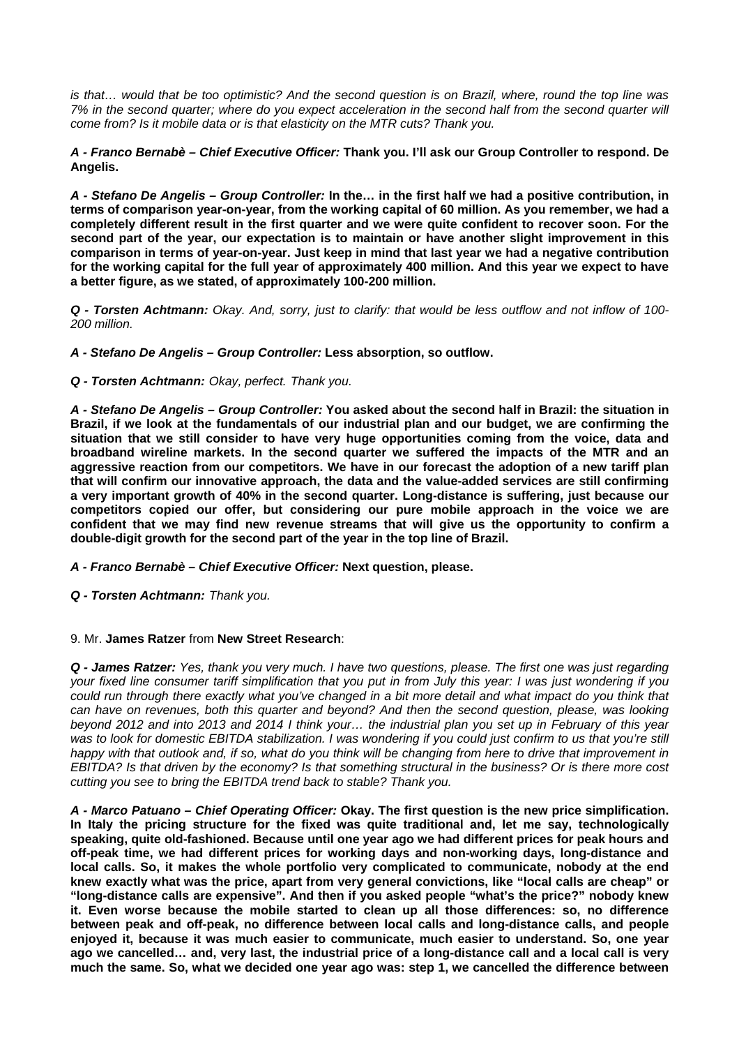*is that… would that be too optimistic? And the second question is on Brazil, where, round the top line was 7% in the second quarter; where do you expect acceleration in the second half from the second quarter will come from? Is it mobile data or is that elasticity on the MTR cuts? Thank you.*

***A - Franco Bernabè – Chief Executive Officer:*** **Thank you. I'll ask our Group Controller to respond. De Angelis.**

***A - Stefano De Angelis – Group Controller:*** **In the… in the first half we had a positive contribution, in terms of comparison year-on-year, from the working capital of 60 million. As you remember, we had a completely different result in the first quarter and we were quite confident to recover soon. For the second part of the year, our expectation is to maintain or have another slight improvement in this comparison in terms of year-on-year. Just keep in mind that last year we had a negative contribution for the working capital for the full year of approximately 400 million. And this year we expect to have a better figure, as we stated, of approximately 100-200 million.**

***Q - Torsten Achtmann:*** *Okay. And, sorry, just to clarify: that would be less outflow and not inflow of 100-200 million.*

***A - Stefano De Angelis – Group Controller:*** **Less absorption, so outflow.**

***Q - Torsten Achtmann:*** *Okay, perfect. Thank you.*

***A - Stefano De Angelis – Group Controller:*** **You asked about the second half in Brazil: the situation in Brazil, if we look at the fundamentals of our industrial plan and our budget, we are confirming the situation that we still consider to have very huge opportunities coming from the voice, data and broadband wireline markets. In the second quarter we suffered the impacts of the MTR and an aggressive reaction from our competitors. We have in our forecast the adoption of a new tariff plan that will confirm our innovative approach, the data and the value-added services are still confirming a very important growth of 40% in the second quarter. Long-distance is suffering, just because our competitors copied our offer, but considering our pure mobile approach in the voice we are confident that we may find new revenue streams that will give us the opportunity to confirm a double-digit growth for the second part of the year in the top line of Brazil.**

***A - Franco Bernabè – Chief Executive Officer:*** **Next question, please.**

***Q - Torsten Achtmann:*** *Thank you.*

9. Mr. **James Ratzer** from **New Street Research**:

***Q - James Ratzer:*** *Yes, thank you very much. I have two questions, please. The first one was just regarding your fixed line consumer tariff simplification that you put in from July this year: I was just wondering if you could run through there exactly what you've changed in a bit more detail and what impact do you think that can have on revenues, both this quarter and beyond? And then the second question, please, was looking beyond 2012 and into 2013 and 2014 I think your… the industrial plan you set up in February of this year was to look for domestic EBITDA stabilization. I was wondering if you could just confirm to us that you're still happy with that outlook and, if so, what do you think will be changing from here to drive that improvement in EBITDA? Is that driven by the economy? Is that something structural in the business? Or is there more cost cutting you see to bring the EBITDA trend back to stable? Thank you.*

***A - Marco Patuano – Chief Operating Officer:*** **Okay. The first question is the new price simplification. In Italy the pricing structure for the fixed was quite traditional and, let me say, technologically speaking, quite old-fashioned. Because until one year ago we had different prices for peak hours and off-peak time, we had different prices for working days and non-working days, long-distance and local calls. So, it makes the whole portfolio very complicated to communicate, nobody at the end knew exactly what was the price, apart from very general convictions, like "local calls are cheap" or "long-distance calls are expensive". And then if you asked people "what's the price?" nobody knew it. Even worse because the mobile started to clean up all those differences: so, no difference between peak and off-peak, no difference between local calls and long-distance calls, and people enjoyed it, because it was much easier to communicate, much easier to understand. So, one year ago we cancelled… and, very last, the industrial price of a long-distance call and a local call is very much the same. So, what we decided one year ago was: step 1, we cancelled the difference between**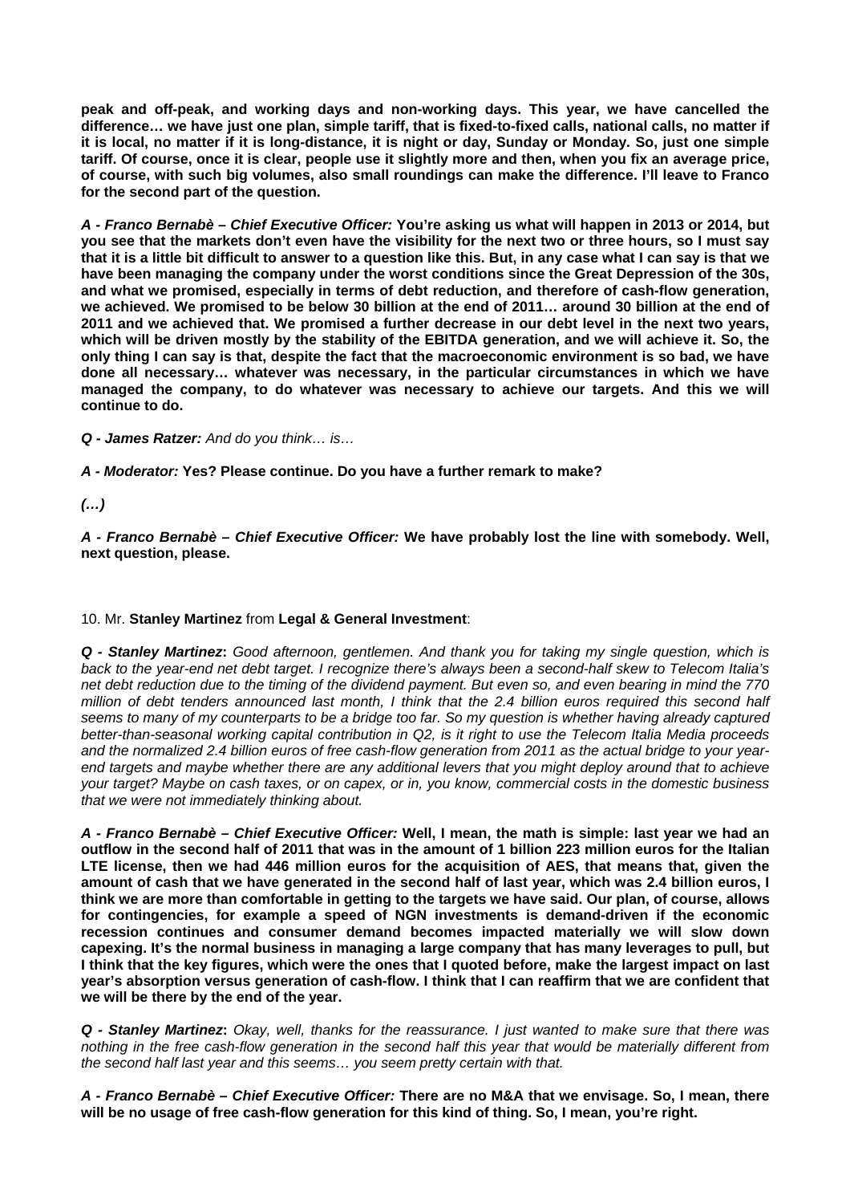**peak and off-peak, and working days and non-working days. This year, we have cancelled the difference… we have just one plan, simple tariff, that is fixed-to-fixed calls, national calls, no matter if it is local, no matter if it is long-distance, it is night or day, Sunday or Monday. So, just one simple tariff. Of course, once it is clear, people use it slightly more and then, when you fix an average price, of course, with such big volumes, also small roundings can make the difference. I'll leave to Franco for the second part of the question.**

***A - Franco Bernabè – Chief Executive Officer:*** **You're asking us what will happen in 2013 or 2014, but you see that the markets don't even have the visibility for the next two or three hours, so I must say that it is a little bit difficult to answer to a question like this. But, in any case what I can say is that we have been managing the company under the worst conditions since the Great Depression of the 30s, and what we promised, especially in terms of debt reduction, and therefore of cash-flow generation, we achieved. We promised to be below 30 billion at the end of 2011… around 30 billion at the end of 2011 and we achieved that. We promised a further decrease in our debt level in the next two years, which will be driven mostly by the stability of the EBITDA generation, and we will achieve it. So, the only thing I can say is that, despite the fact that the macroeconomic environment is so bad, we have done all necessary… whatever was necessary, in the particular circumstances in which we have managed the company, to do whatever was necessary to achieve our targets. And this we will continue to do.**

***Q - James Ratzer:*** *And do you think… is…*

***A - Moderator:*** **Yes? Please continue. Do you have a further remark to make?**

***(…)***

***A - Franco Bernabè – Chief Executive Officer:*** **We have probably lost the line with somebody. Well, next question, please.**

10. Mr. **Stanley Martinez** from **Legal & General Investment**:

***Q - Stanley Martinez*:** *Good afternoon, gentlemen. And thank you for taking my single question, which is back to the year-end net debt target. I recognize there's always been a second-half skew to Telecom Italia's net debt reduction due to the timing of the dividend payment. But even so, and even bearing in mind the 770 million of debt tenders announced last month, I think that the 2.4 billion euros required this second half seems to many of my counterparts to be a bridge too far. So my question is whether having already captured better-than-seasonal working capital contribution in Q2, is it right to use the Telecom Italia Media proceeds and the normalized 2.4 billion euros of free cash-flow generation from 2011 as the actual bridge to your year-end targets and maybe whether there are any additional levers that you might deploy around that to achieve your target? Maybe on cash taxes, or on capex, or in, you know, commercial costs in the domestic business that we were not immediately thinking about.*

***A - Franco Bernabè – Chief Executive Officer:*** **Well, I mean, the math is simple: last year we had an outflow in the second half of 2011 that was in the amount of 1 billion 223 million euros for the Italian LTE license, then we had 446 million euros for the acquisition of AES, that means that, given the amount of cash that we have generated in the second half of last year, which was 2.4 billion euros, I think we are more than comfortable in getting to the targets we have said. Our plan, of course, allows for contingencies, for example a speed of NGN investments is demand-driven if the economic recession continues and consumer demand becomes impacted materially we will slow down capexing. It's the normal business in managing a large company that has many leverages to pull, but I think that the key figures, which were the ones that I quoted before, make the largest impact on last year's absorption versus generation of cash-flow. I think that I can reaffirm that we are confident that we will be there by the end of the year.**

***Q - Stanley Martinez*:** *Okay, well, thanks for the reassurance. I just wanted to make sure that there was nothing in the free cash-flow generation in the second half this year that would be materially different from the second half last year and this seems… you seem pretty certain with that.*

***A - Franco Bernabè – Chief Executive Officer:*** **There are no M&A that we envisage. So, I mean, there will be no usage of free cash-flow generation for this kind of thing. So, I mean, you're right.**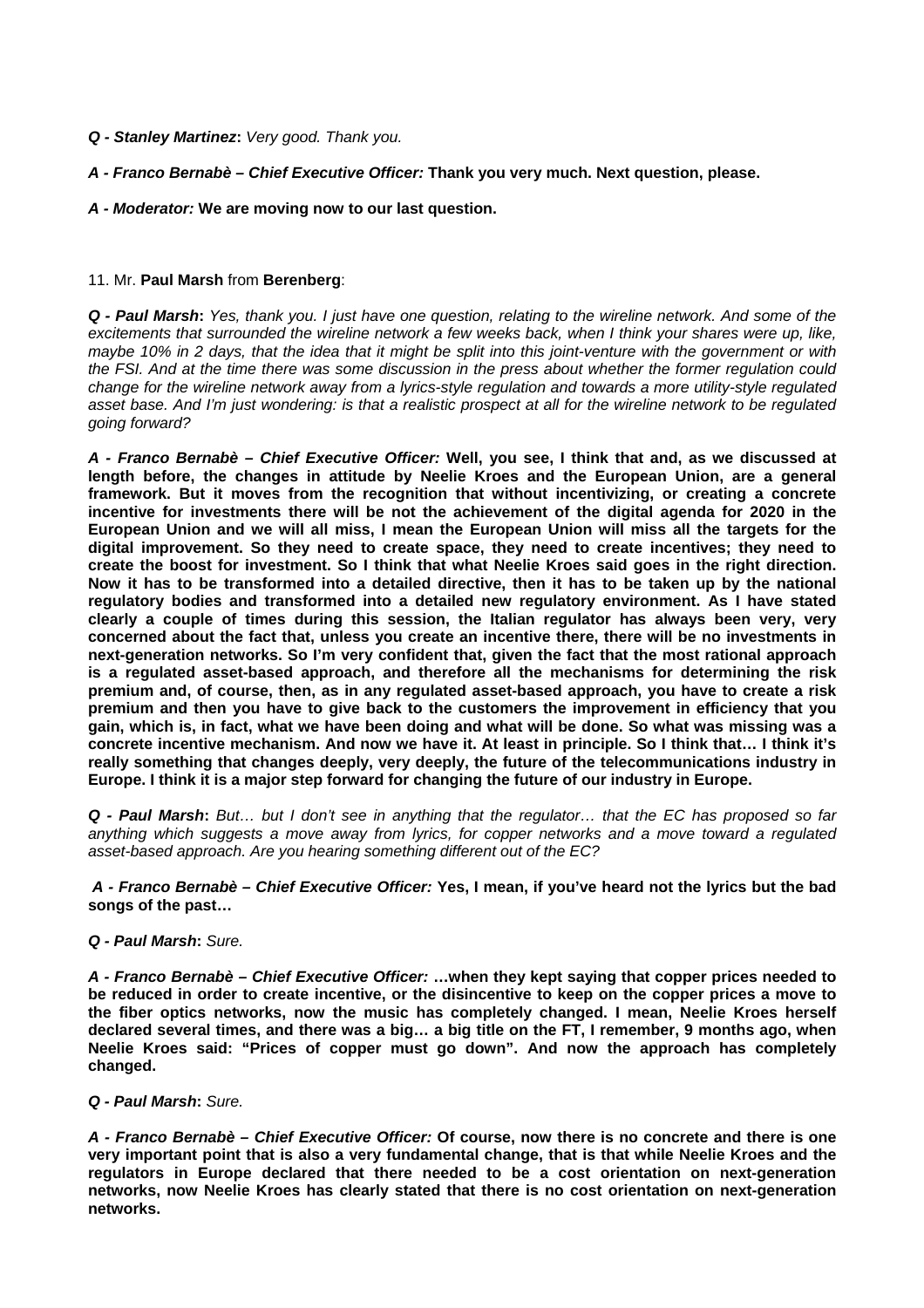***Q - Stanley Martinez*:** *Very good. Thank you.*

***A - Franco Bernabè – Chief Executive Officer:*** **Thank you very much. Next question, please.**

***A - Moderator:*** **We are moving now to our last question.**

11. Mr. **Paul Marsh** from **Berenberg**:

***Q - Paul Marsh*:** *Yes, thank you. I just have one question, relating to the wireline network. And some of the excitements that surrounded the wireline network a few weeks back, when I think your shares were up, like, maybe 10% in 2 days, that the idea that it might be split into this joint-venture with the government or with the FSI. And at the time there was some discussion in the press about whether the former regulation could change for the wireline network away from a lyrics-style regulation and towards a more utility-style regulated asset base. And I'm just wondering: is that a realistic prospect at all for the wireline network to be regulated going forward?*

***A - Franco Bernabè – Chief Executive Officer:*** **Well, you see, I think that and, as we discussed at length before, the changes in attitude by Neelie Kroes and the European Union, are a general framework. But it moves from the recognition that without incentivizing, or creating a concrete incentive for investments there will be not the achievement of the digital agenda for 2020 in the European Union and we will all miss, I mean the European Union will miss all the targets for the digital improvement. So they need to create space, they need to create incentives; they need to create the boost for investment. So I think that what Neelie Kroes said goes in the right direction. Now it has to be transformed into a detailed directive, then it has to be taken up by the national regulatory bodies and transformed into a detailed new regulatory environment. As I have stated clearly a couple of times during this session, the Italian regulator has always been very, very concerned about the fact that, unless you create an incentive there, there will be no investments in next-generation networks. So I'm very confident that, given the fact that the most rational approach is a regulated asset-based approach, and therefore all the mechanisms for determining the risk premium and, of course, then, as in any regulated asset-based approach, you have to create a risk premium and then you have to give back to the customers the improvement in efficiency that you gain, which is, in fact, what we have been doing and what will be done. So what was missing was a concrete incentive mechanism. And now we have it. At least in principle. So I think that… I think it's really something that changes deeply, very deeply, the future of the telecommunications industry in Europe. I think it is a major step forward for changing the future of our industry in Europe.**

***Q - Paul Marsh*:** *But… but I don't see in anything that the regulator… that the EC has proposed so far anything which suggests a move away from lyrics, for copper networks and a move toward a regulated asset-based approach. Are you hearing something different out of the EC?*

***A - Franco Bernabè – Chief Executive Officer:*** **Yes, I mean, if you've heard not the lyrics but the bad songs of the past…**

***Q - Paul Marsh*:** *Sure.*

***A - Franco Bernabè – Chief Executive Officer:*** **…when they kept saying that copper prices needed to be reduced in order to create incentive, or the disincentive to keep on the copper prices a move to the fiber optics networks, now the music has completely changed. I mean, Neelie Kroes herself declared several times, and there was a big… a big title on the FT, I remember, 9 months ago, when Neelie Kroes said: "Prices of copper must go down". And now the approach has completely changed.**

***Q - Paul Marsh*:** *Sure.*

***A - Franco Bernabè – Chief Executive Officer:*** **Of course, now there is no concrete and there is one very important point that is also a very fundamental change, that is that while Neelie Kroes and the regulators in Europe declared that there needed to be a cost orientation on next-generation networks, now Neelie Kroes has clearly stated that there is no cost orientation on next-generation networks.**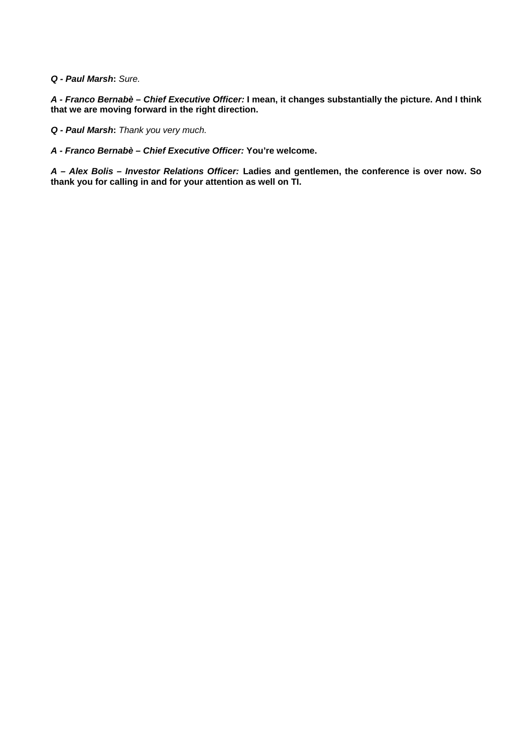***Q - Paul Marsh*****:** *Sure.*

***A - Franco Bernabè – Chief Executive Officer:*** **I mean, it changes substantially the picture. And I think that we are moving forward in the right direction.**

***Q - Paul Marsh*****:** *Thank you very much.*

***A - Franco Bernabè – Chief Executive Officer:*** **You're welcome.**

***A – Alex Bolis – Investor Relations Officer:*** **Ladies and gentlemen, the conference is over now. So thank you for calling in and for your attention as well on TI.**